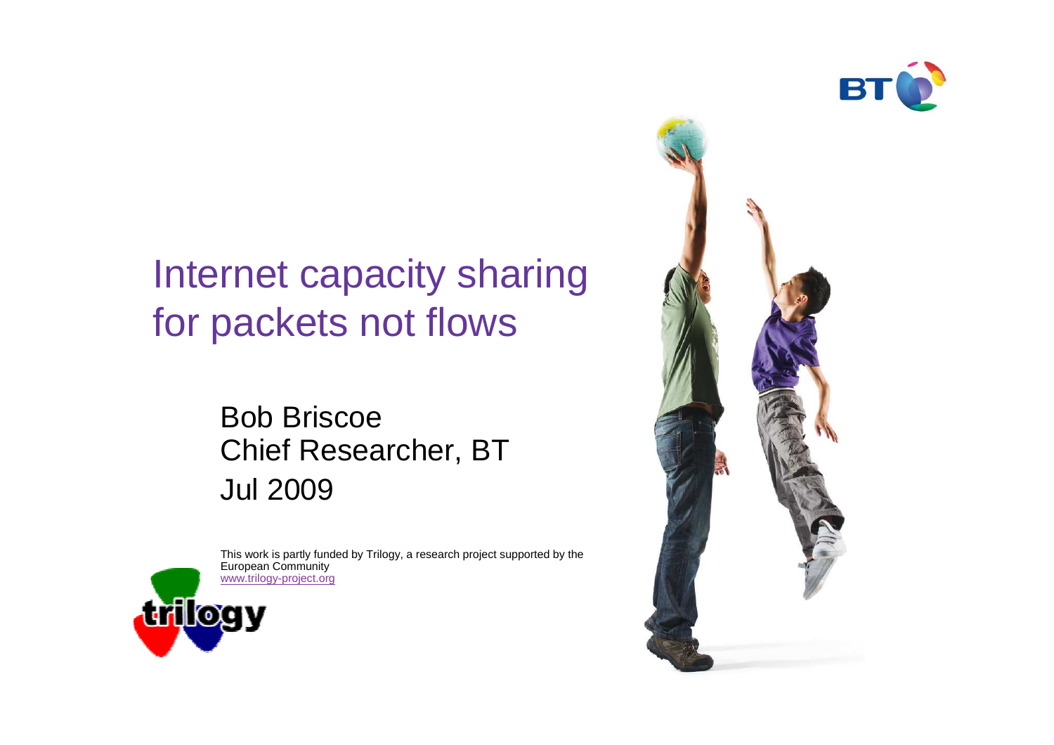# Internet capacity sharing for packets not flows

Bob Briscoe
Chief Researcher, BT
Jul 2009

This work is partly funded by Trilogy, a research project supported by the European Community
www.trilogy-project.org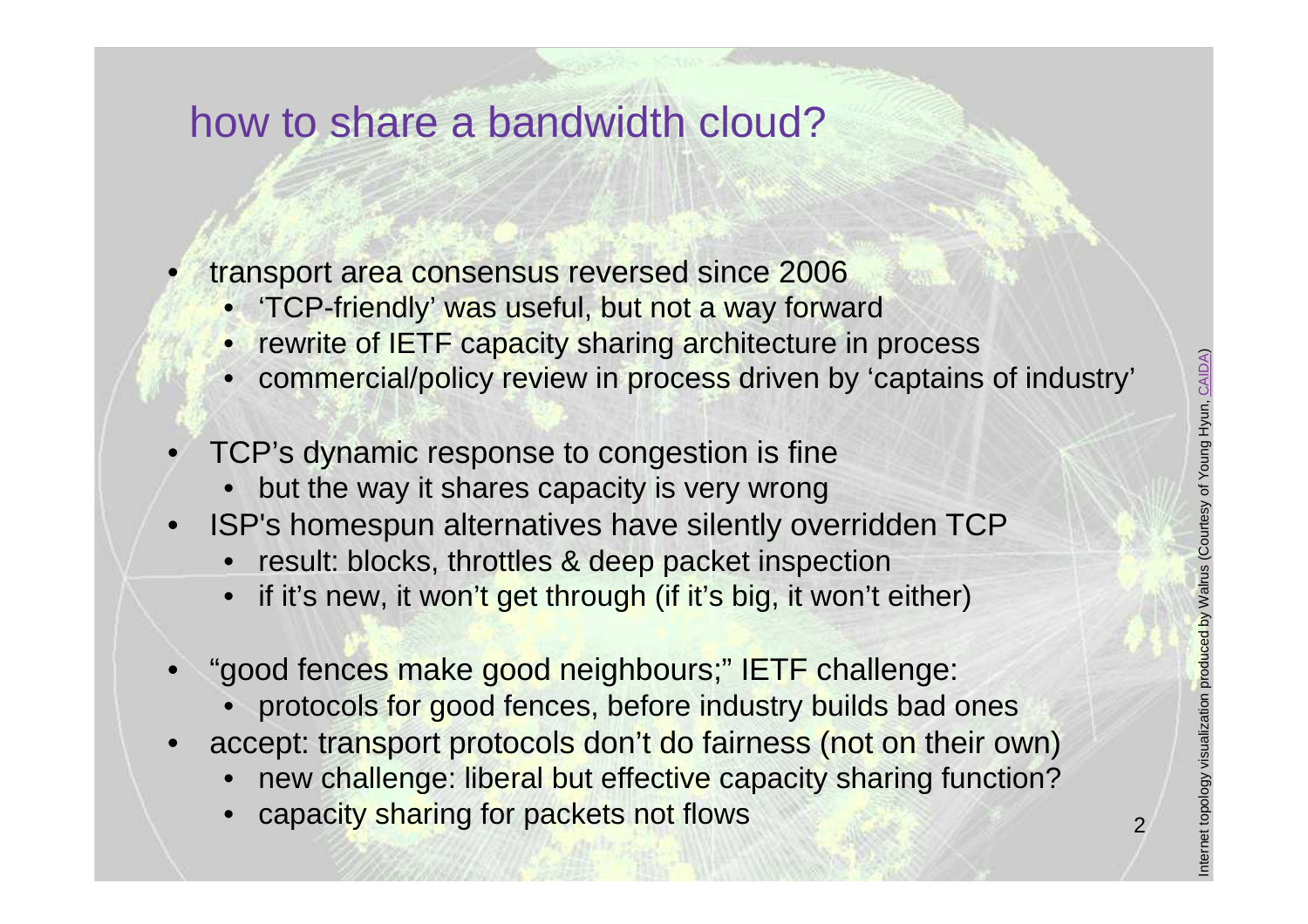# how to share a bandwidth cloud?

- transport area consensus reversed since 2006
  - 'TCP-friendly' was useful, but not a way forward
  - rewrite of IETF capacity sharing architecture in process
  - commercial/policy review in process driven by 'captains of industry'
- TCP's dynamic response to congestion is fine
  - but the way it shares capacity is very wrong
- ISP's homespun alternatives have silently overridden TCP
  - result: blocks, throttles & deep packet inspection
  - if it's new, it won't get through (if it's big, it won't either)
- "good fences make good neighbours;" IETF challenge:
  - protocols for good fences, before industry builds bad ones
- accept: transport protocols don't do fairness (not on their own)
  - new challenge: liberal but effective capacity sharing function?
  - capacity sharing for packets not flows

Internet topology visualization produced by Walrus (Courtesy of Young Hyun, CAIDA)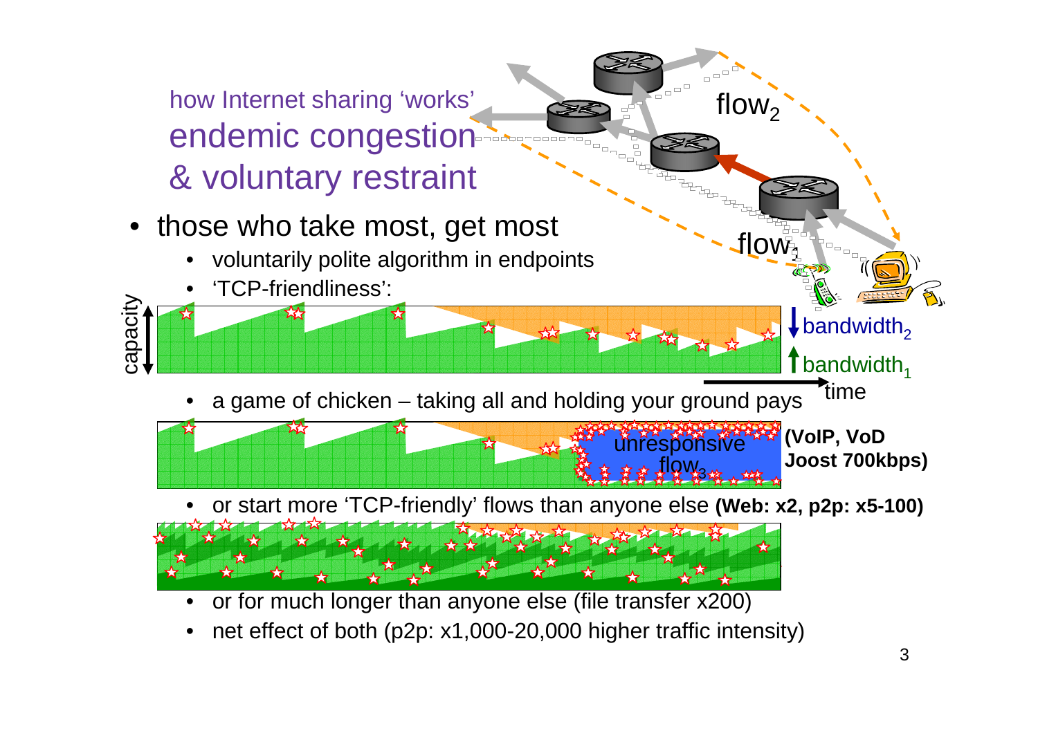how Internet sharing 'works'

# endemic congestion & voluntary restraint

- those who take most, get most
  - voluntarily polite algorithm in endpoints
  - 'TCP-friendliness':
  - a game of chicken – taking all and holding your ground pays **(VoIP, VoD Joost 700kbps)**
  - or start more 'TCP-friendly' flows than anyone else **(Web: x2, p2p: x5-100)**
  - or for much longer than anyone else (file transfer x200)
  - net effect of both (p2p: x1,000-20,000 higher traffic intensity)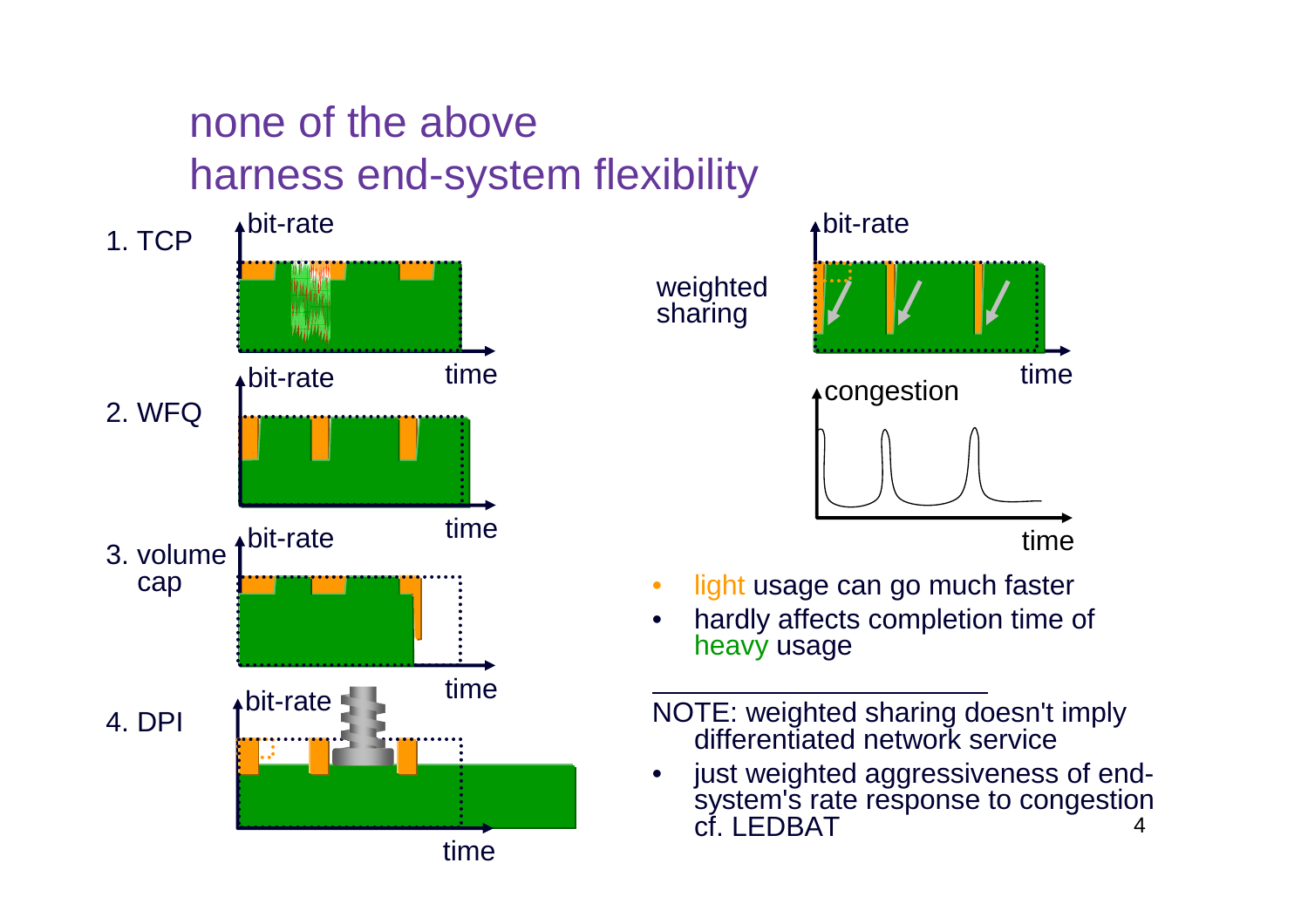# none of the above
# harness end-system flexibility

1. TCP
2. WFQ
3. volume cap
4. DPI

weighted sharing

- light usage can go much faster
- hardly affects completion time of heavy usage

---

NOTE: weighted sharing doesn't imply differentiated network service

- just weighted aggressiveness of end-system's rate response to congestion cf. LEDBAT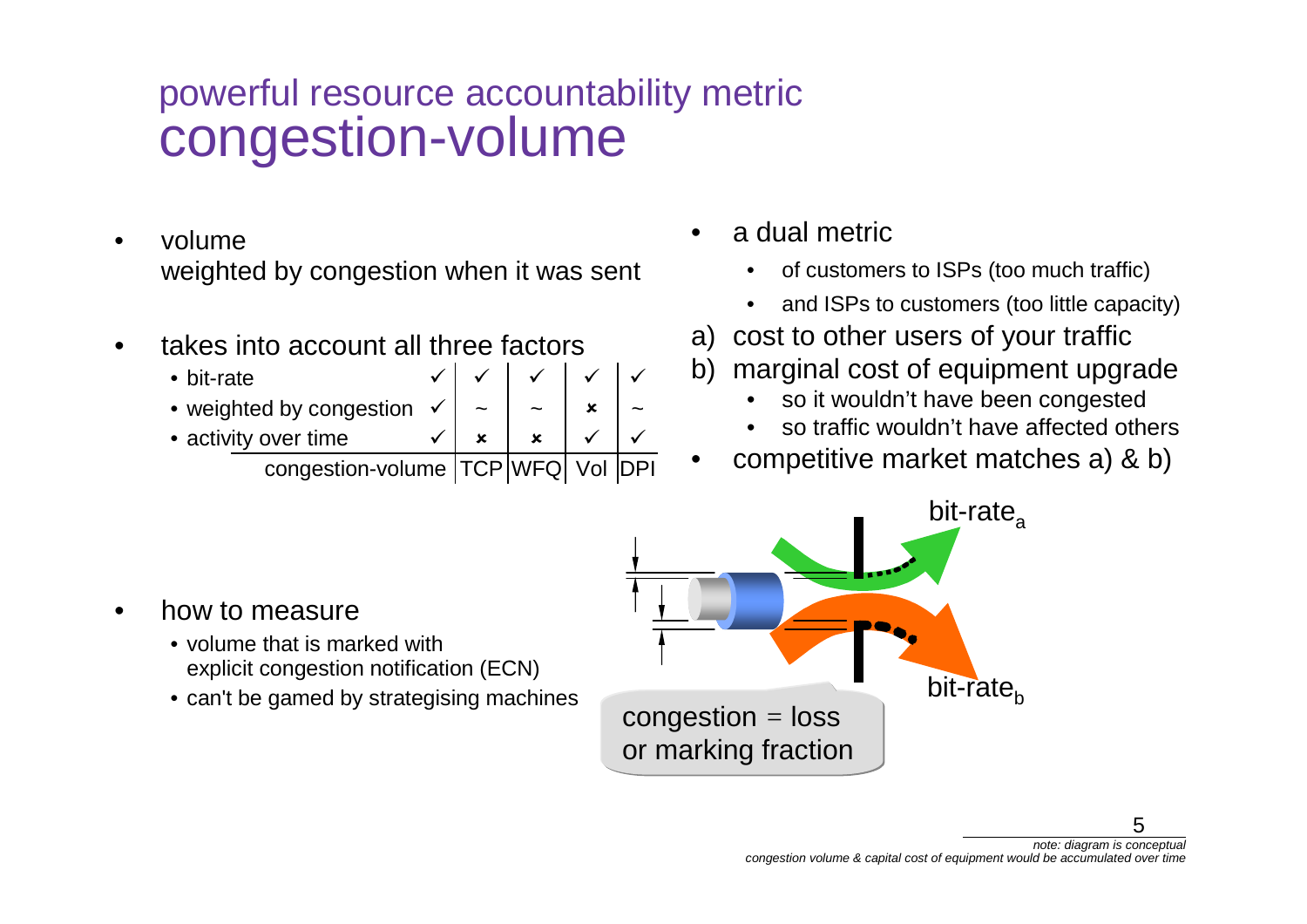# powerful resource accountability metric
## congestion-volume

- volume
  weighted by congestion when it was sent
- takes into account all three factors

| | congestion-volume | TCP | WFQ | Vol | DPI |
|---|---|---|---|---|---|
| • bit-rate | ✓ | ✓ | ✓ | ✓ | ✓ |
| • weighted by congestion | ✓ | ~ | ~ | ✗ | ~ |
| • activity over time | ✓ | ✗ | ✗ | ✓ | ✓ |

- how to measure
  - volume that is marked with explicit congestion notification (ECN)
  - can't be gamed by strategising machines

- a dual metric
  - of customers to ISPs (too much traffic)
  - and ISPs to customers (too little capacity)

a) cost to other users of your traffic

b) marginal cost of equipment upgrade
  - so it wouldn't have been congested
  - so traffic wouldn't have affected others

- competitive market matches a) & b)

bit-rate$_a$

bit-rate$_b$

congestion = loss or marking fraction

*note: diagram is conceptual*
*congestion volume & capital cost of equipment would be accumulated over time*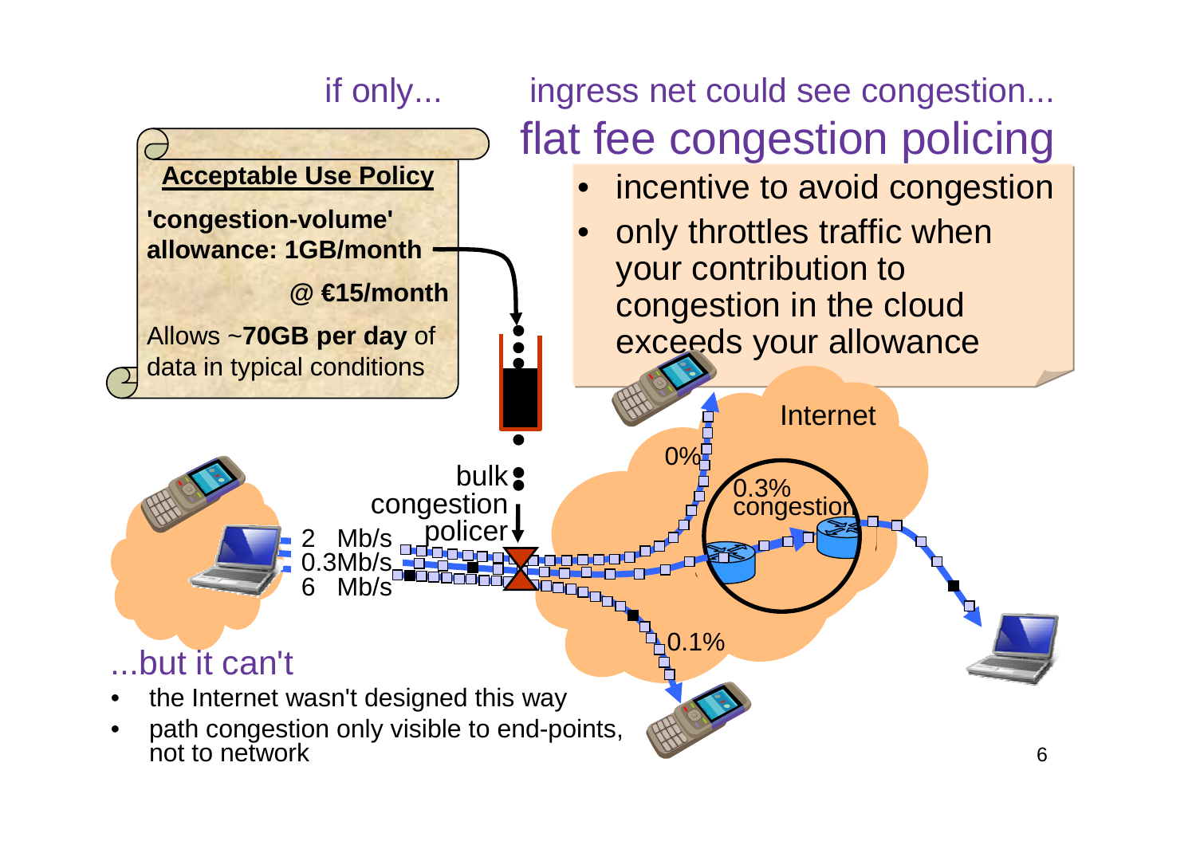if only... ingress net could see congestion...

# flat fee congestion policing

- incentive to avoid congestion
- only throttles traffic when your contribution to congestion in the cloud exceeds your allowance

**Acceptable Use Policy**

**'congestion-volume' allowance: 1GB/month**

**@ €15/month**

Allows ~**70GB per day** of data in typical conditions

bulk congestion policer

2 Mb/s
0.3Mb/s
6 Mb/s

Internet

0%

0.3% congestion

0.1%

...but it can't

- the Internet wasn't designed this way
- path congestion only visible to end-points, not to network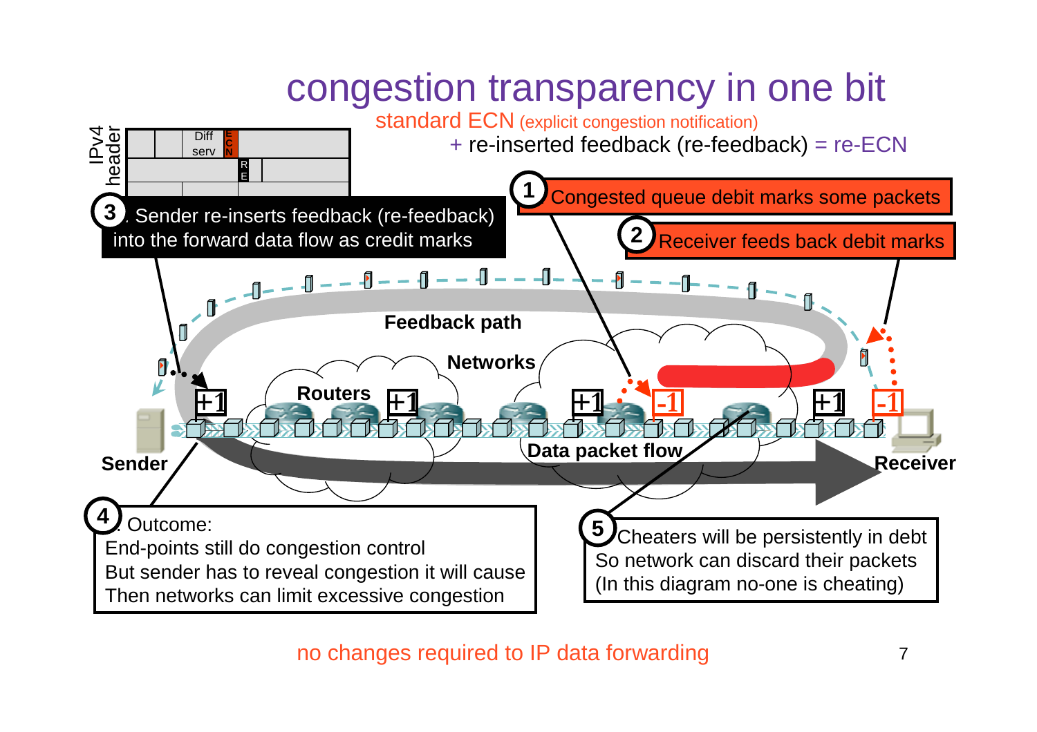# congestion transparency in one bit

standard ECN (explicit congestion notification)
+ re-inserted feedback (re-feedback) = re-ECN

IPv4 header: Diff serv | ECN | RE

1. Congested queue debit marks some packets
2. Receiver feeds back debit marks
3. Sender re-inserts feedback (re-feedback) into the forward data flow as credit marks

Feedback path

Networks

Routers

+1 +1 +1 -1 +1 -1

Sender

Data packet flow

Receiver

4. Outcome:
End-points still do congestion control
But sender has to reveal congestion it will cause
Then networks can limit excessive congestion

5. Cheaters will be persistently in debt
So network can discard their packets
(In this diagram no-one is cheating)

no changes required to IP data forwarding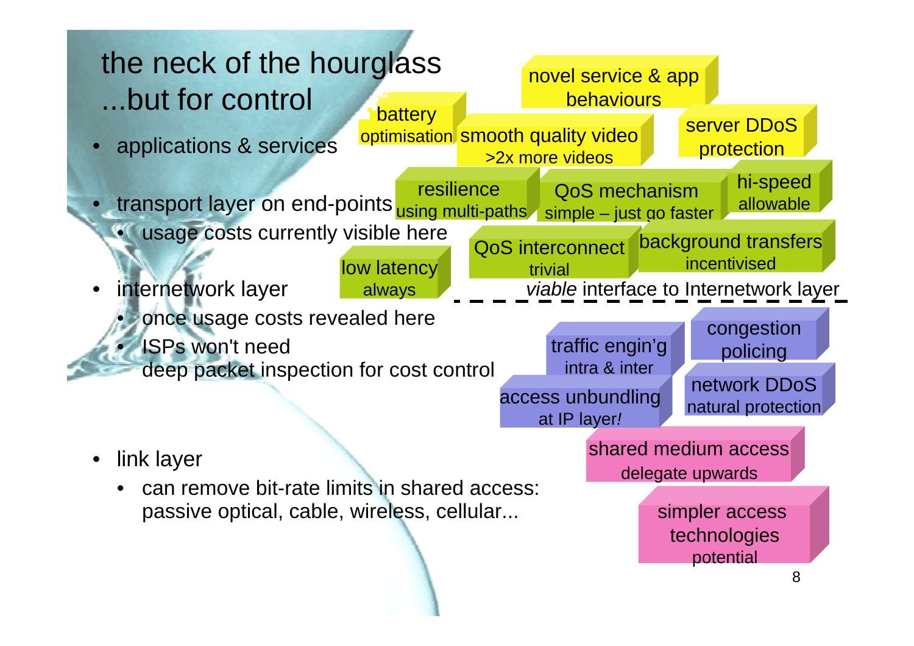# the neck of the hourglass ...but for control

- applications & services
- transport layer on end-points
  - usage costs currently visible here
- internetwork layer
  - once usage costs revealed here
  - ISPs won't need deep packet inspection for cost control
- link layer
  - can remove bit-rate limits in shared access: passive optical, cable, wireless, cellular...

battery optimisation

smooth quality video >2x more videos

novel service & app behaviours

server DDoS protection

resilience using multi-paths

QoS mechanism simple – just go faster

hi-speed allowable

low latency always

QoS interconnect trivial

background transfers incentivised

*viable* interface to Internetwork layer

traffic engin'g intra & inter

congestion policing

access unbundling at IP layer!

network DDoS natural protection

shared medium access delegate upwards

simpler access technologies potential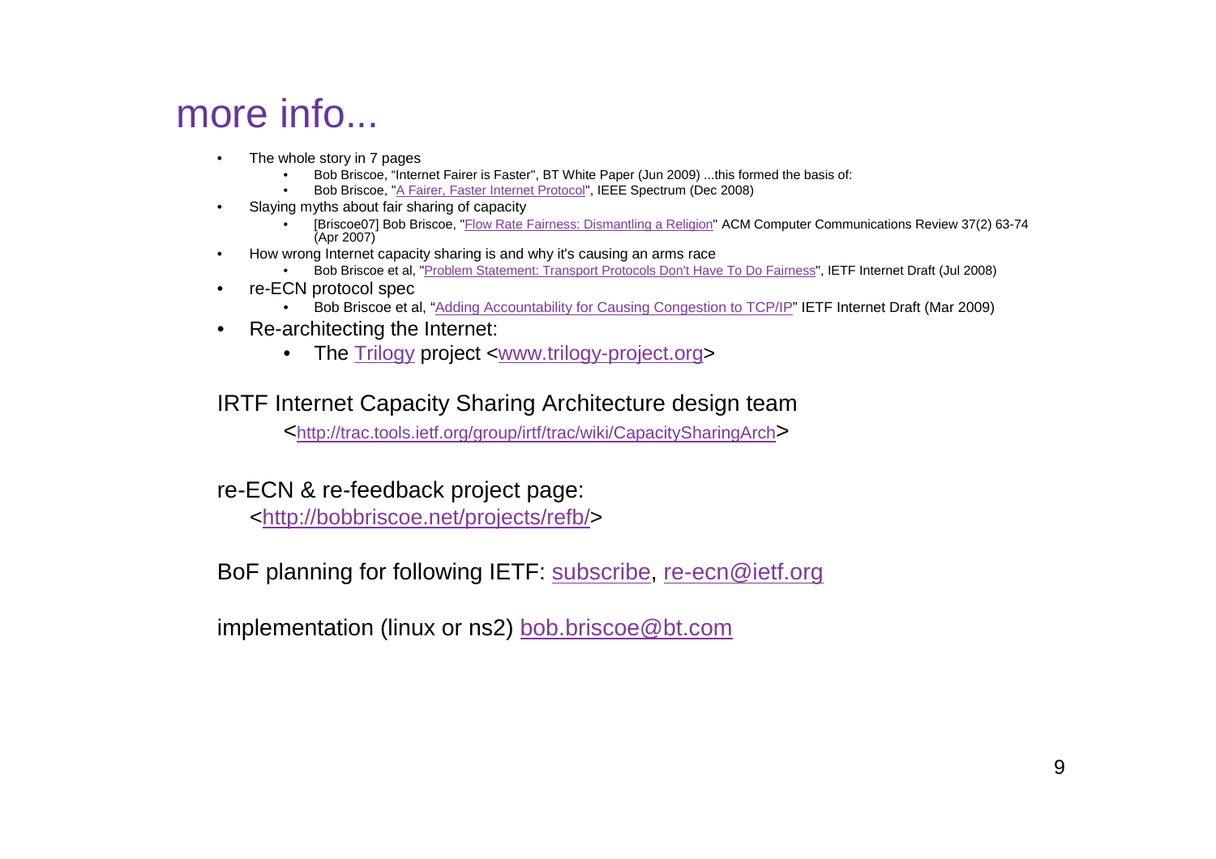# more info...

- The whole story in 7 pages
  - Bob Briscoe, “Internet Fairer is Faster", BT White Paper (Jun 2009) ...this formed the basis of:
  - Bob Briscoe, "A Fairer, Faster Internet Protocol", IEEE Spectrum (Dec 2008)
- Slaying myths about fair sharing of capacity
  - [Briscoe07] Bob Briscoe, "Flow Rate Fairness: Dismantling a Religion" ACM Computer Communications Review 37(2) 63-74 (Apr 2007)
- How wrong Internet capacity sharing is and why it's causing an arms race
  - Bob Briscoe et al, "Problem Statement: Transport Protocols Don't Have To Do Fairness", IETF Internet Draft (Jul 2008)
- re-ECN protocol spec
  - Bob Briscoe et al, “Adding Accountability for Causing Congestion to TCP/IP” IETF Internet Draft (Mar 2009)
- Re-architecting the Internet:
  - The Trilogy project <www.trilogy-project.org>

IRTF Internet Capacity Sharing Architecture design team

<http://trac.tools.ietf.org/group/irtf/trac/wiki/CapacitySharingArch>

re-ECN & re-feedback project page:

<http://bobbriscoe.net/projects/refb/>

BoF planning for following IETF: subscribe, re-ecn@ietf.org

implementation (linux or ns2) bob.briscoe@bt.com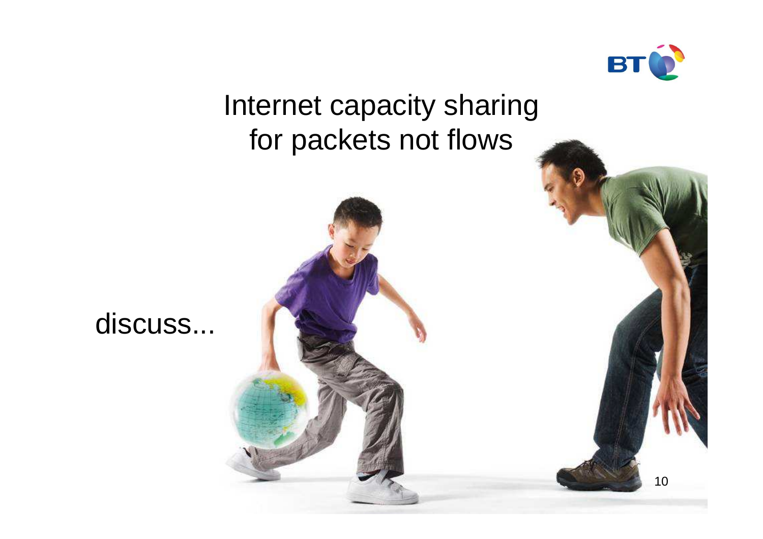# Internet capacity sharing for packets not flows

discuss...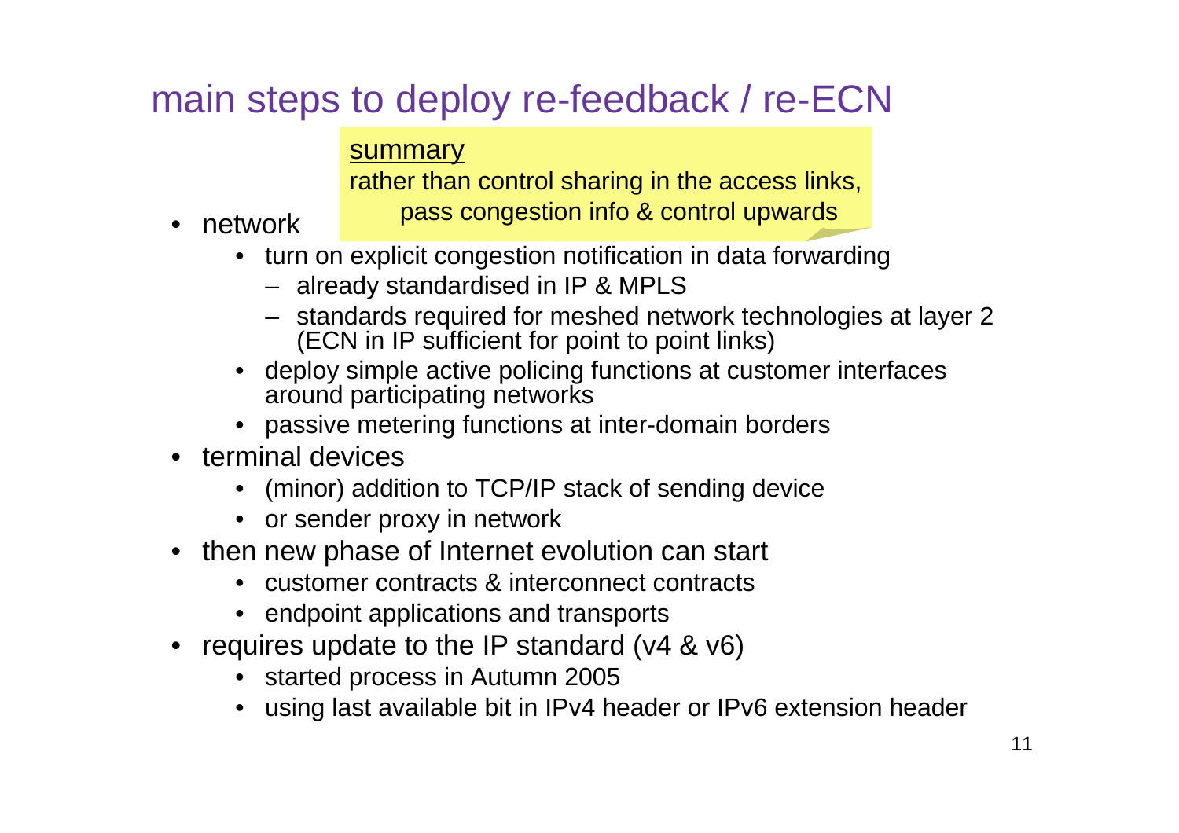# main steps to deploy re-feedback / re-ECN

<u>summary</u>
rather than control sharing in the access links, pass congestion info & control upwards

- network
  - turn on explicit congestion notification in data forwarding
    - already standardised in IP & MPLS
    - standards required for meshed network technologies at layer 2 (ECN in IP sufficient for point to point links)
  - deploy simple active policing functions at customer interfaces around participating networks
  - passive metering functions at inter-domain borders
- terminal devices
  - (minor) addition to TCP/IP stack of sending device
  - or sender proxy in network
- then new phase of Internet evolution can start
  - customer contracts & interconnect contracts
  - endpoint applications and transports
- requires update to the IP standard (v4 & v6)
  - started process in Autumn 2005
  - using last available bit in IPv4 header or IPv6 extension header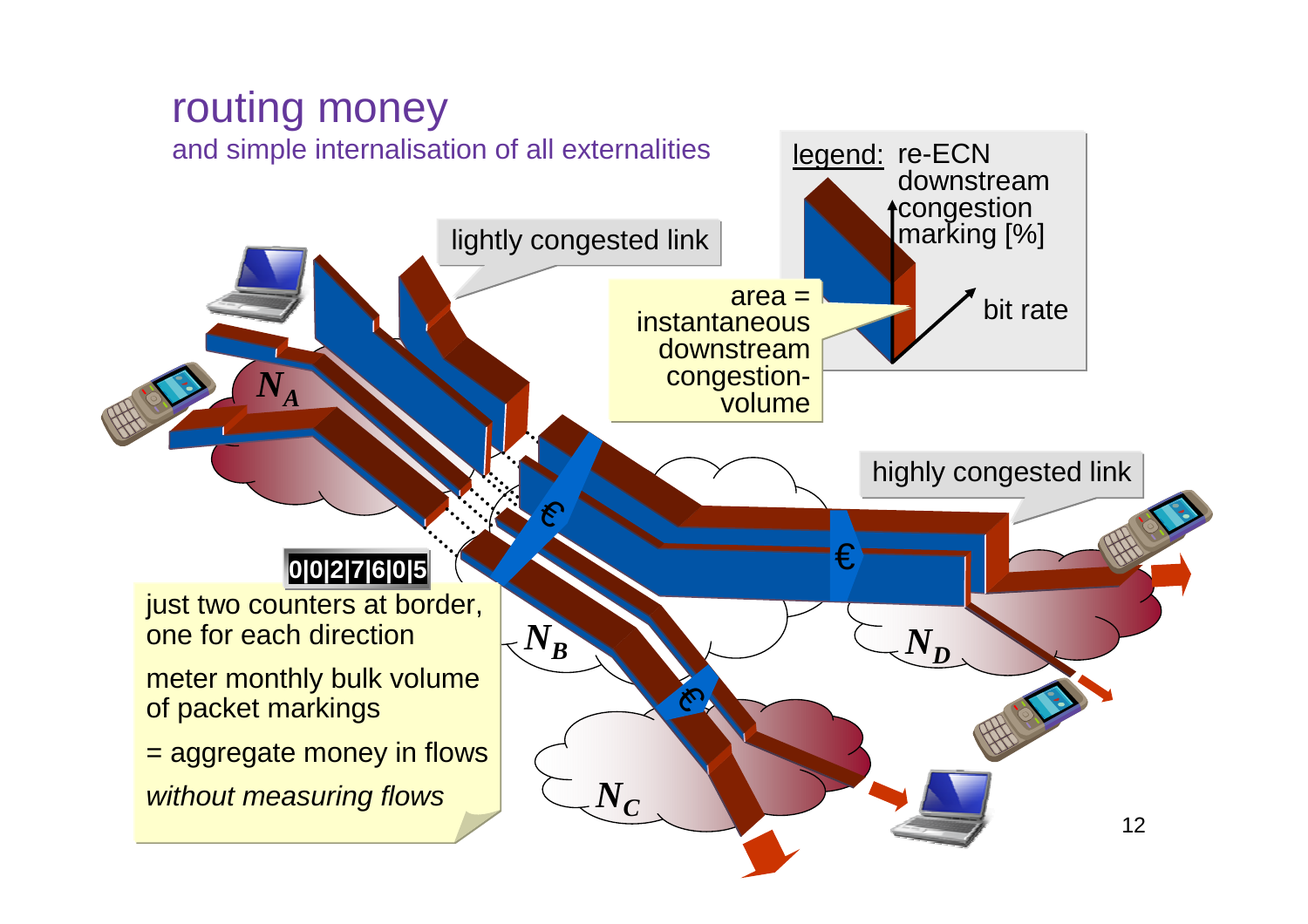# routing money

and simple internalisation of all externalities

legend: re-ECN downstream congestion marking [%]

bit rate

area = instantaneous downstream congestion-volume

lightly congested link

highly congested link

$N_A$

$N_B$

$N_C$

$N_D$

€

€

€

0|0|2|7|6|0|5

just two counters at border, one for each direction

meter monthly bulk volume of packet markings

= aggregate money in flows

*without measuring flows*